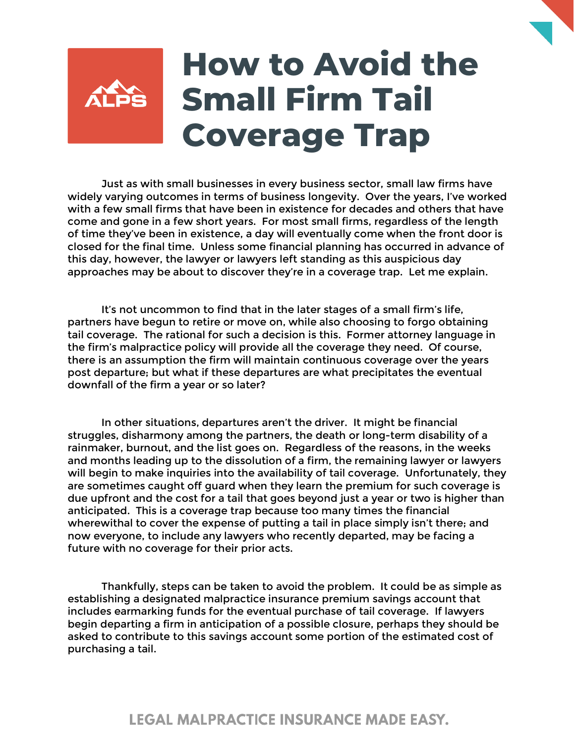# How to Avoid the Small Firm Tail Coverage Trap

Just as with small businesses in every business sector, small law firms have widely varying outcomes in terms of business longevity. Over the years, I've worked with a few small firms that have been in existence for decades and others that have come and gone in a few short years. For most small firms, regardless of the length of time they've been in existence, a day will eventually come when the front door is closed for the final time. Unless some financial planning has occurred in advance of this day, however, the lawyer or lawyers left standing as this auspicious day approaches may be about to discover they're in a coverage trap. Let me explain.

It's not uncommon to find that in the later stages of a small firm's life, partners have begun to retire or move on, while also choosing to forgo obtaining tail coverage. The rational for such a decision is this. Former attorney language in the firm's malpractice policy will provide all the coverage they need. Of course, there is an assumption the firm will maintain continuous coverage over the years post departure; but what if these departures are what precipitates the eventual downfall of the firm a year or so later?

In other situations, departures aren't the driver. It might be financial struggles, disharmony among the partners, the death or long-term disability of a rainmaker, burnout, and the list goes on. Regardless of the reasons, in the weeks and months leading up to the dissolution of a firm, the remaining lawyer or lawyers will begin to make inquiries into the availability of tail coverage. Unfortunately, they are sometimes caught off guard when they learn the premium for such coverage is due upfront and the cost for a tail that goes beyond just a year or two is higher than anticipated. This is a coverage trap because too many times the financial wherewithal to cover the expense of putting a tail in place simply isn't there; and now everyone, to include any lawyers who recently departed, may be facing a future with no coverage for their prior acts.

Thankfully, steps can be taken to avoid the problem. It could be as simple as establishing a designated malpractice insurance premium savings account that includes earmarking funds for the eventual purchase of tail coverage. If lawyers begin departing a firm in anticipation of a possible closure, perhaps they should be asked to contribute to this savings account some portion of the estimated cost of purchasing a tail.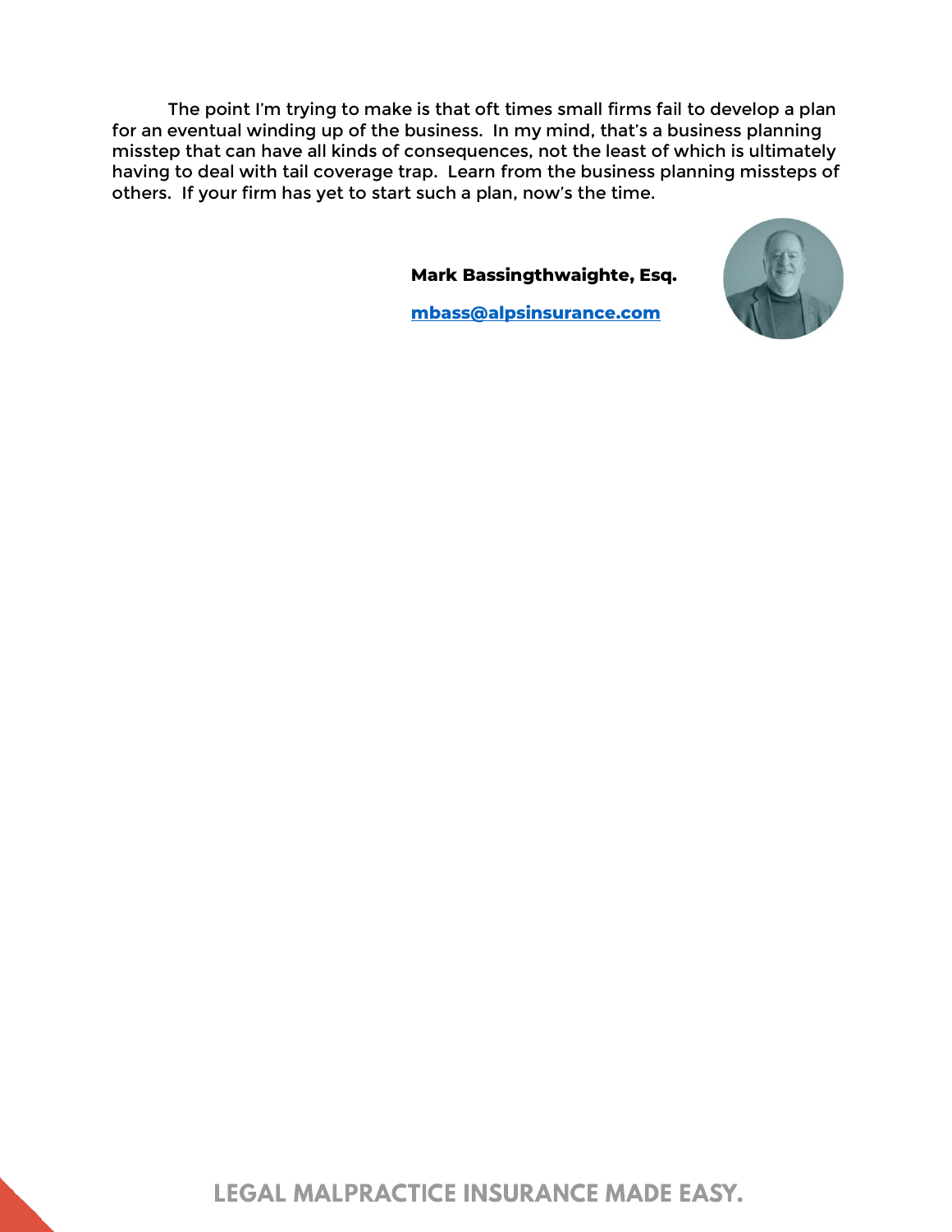The point I'm trying to make is that oft times small firms fail to develop a plan for an eventual winding up of the business. In my mind, that's a business planning misstep that can have all kinds of consequences, not the least of which is ultimately having to deal with tail coverage trap. Learn from the business planning missteps of others. If your firm has yet to start such a plan, now's the time.

**Mark Bassingthwaighte, Esq.**

**[mbass@alpsinsurance.com](mailto:mbass@alpsinsurance.com)**